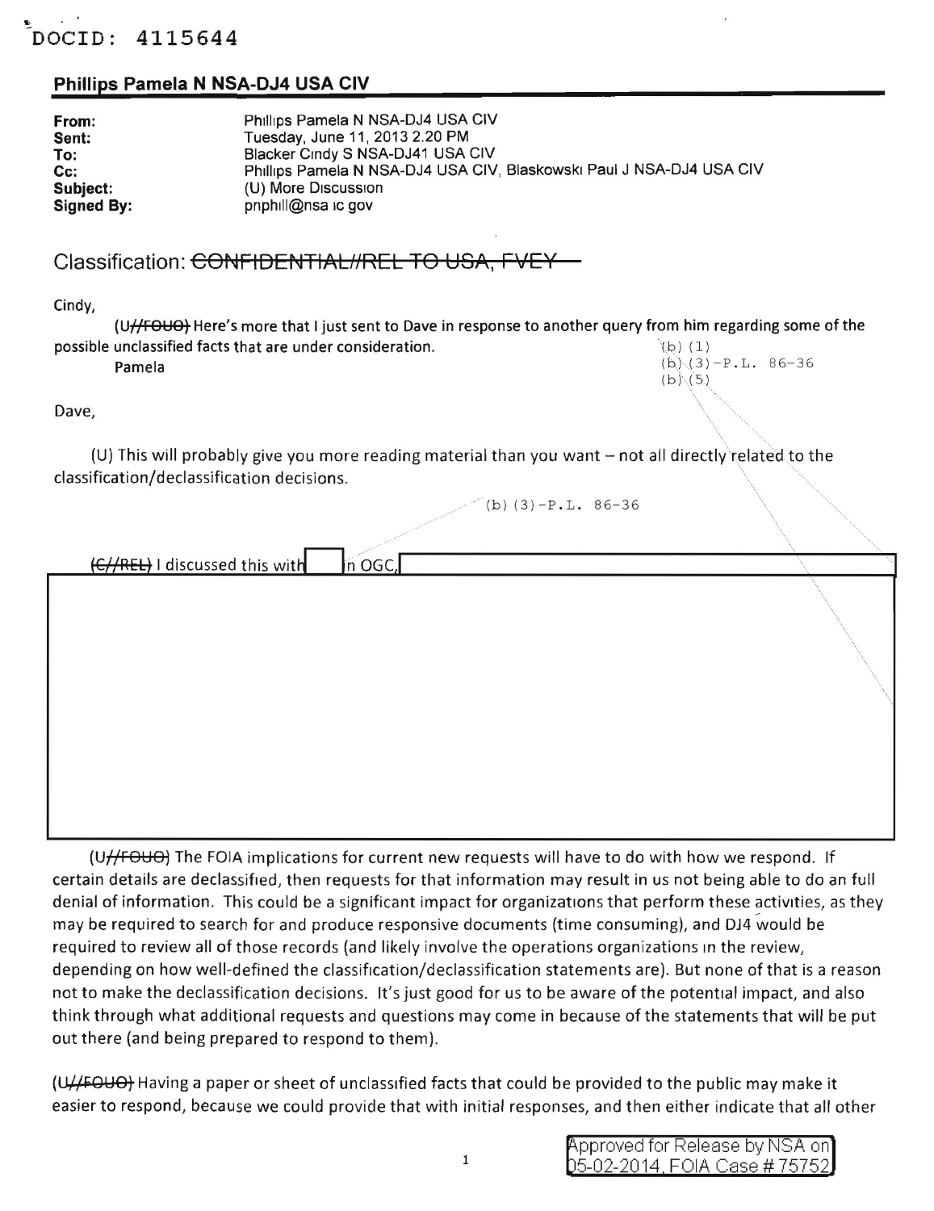DOCID: 4115644

## Phillips Pamela N NSA-DJ4 USA CIV

| | |
|---|---|
| **From:** | Phillips Pamela N NSA-DJ4 USA CIV |
| **Sent:** | Tuesday, June 11, 2013 2:20 PM |
| **To:** | Blacker Cindy S NSA-DJ41 USA CIV |
| **Cc:** | Phillips Pamela N NSA-DJ4 USA CIV, Blaskowski Paul J NSA-DJ4 USA CIV |
| **Subject:** | (U) More Discussion |
| **Signed By:** | pnphill@nsa.ic.gov |

Classification: ~~CONFIDENTIAL//REL TO USA, FVEY~~

Cindy,

(U//~~FOUO~~) Here's more that I just sent to Dave in response to another query from him regarding some of the possible unclassified facts that are under consideration.

Pamela

(b) (1)
(b) (3)-P.L. 86-36
(b) (5)

Dave,

(U) This will probably give you more reading material than you want – not all directly related to the classification/declassification decisions.

(b) (3)-P.L. 86-36

(~~C//REL~~) I discussed this with [REDACTED] in OGC, [REDACTED]

[REDACTED]

(U//~~FOUO~~) The FOIA implications for current new requests will have to do with how we respond. If certain details are declassified, then requests for that information may result in us not being able to do an full denial of information. This could be a significant impact for organizations that perform these activities, as they may be required to search for and produce responsive documents (time consuming), and DJ4 would be required to review all of those records (and likely involve the operations organizations in the review, depending on how well-defined the classification/declassification statements are). But none of that is a reason not to make the declassification decisions. It's just good for us to be aware of the potential impact, and also think through what additional requests and questions may come in because of the statements that will be put out there (and being prepared to respond to them).

(U//~~FOUO~~) Having a paper or sheet of unclassified facts that could be provided to the public may make it easier to respond, because we could provide that with initial responses, and then either indicate that all other

Approved for Release by NSA on 05-02-2014, FOIA Case # 75752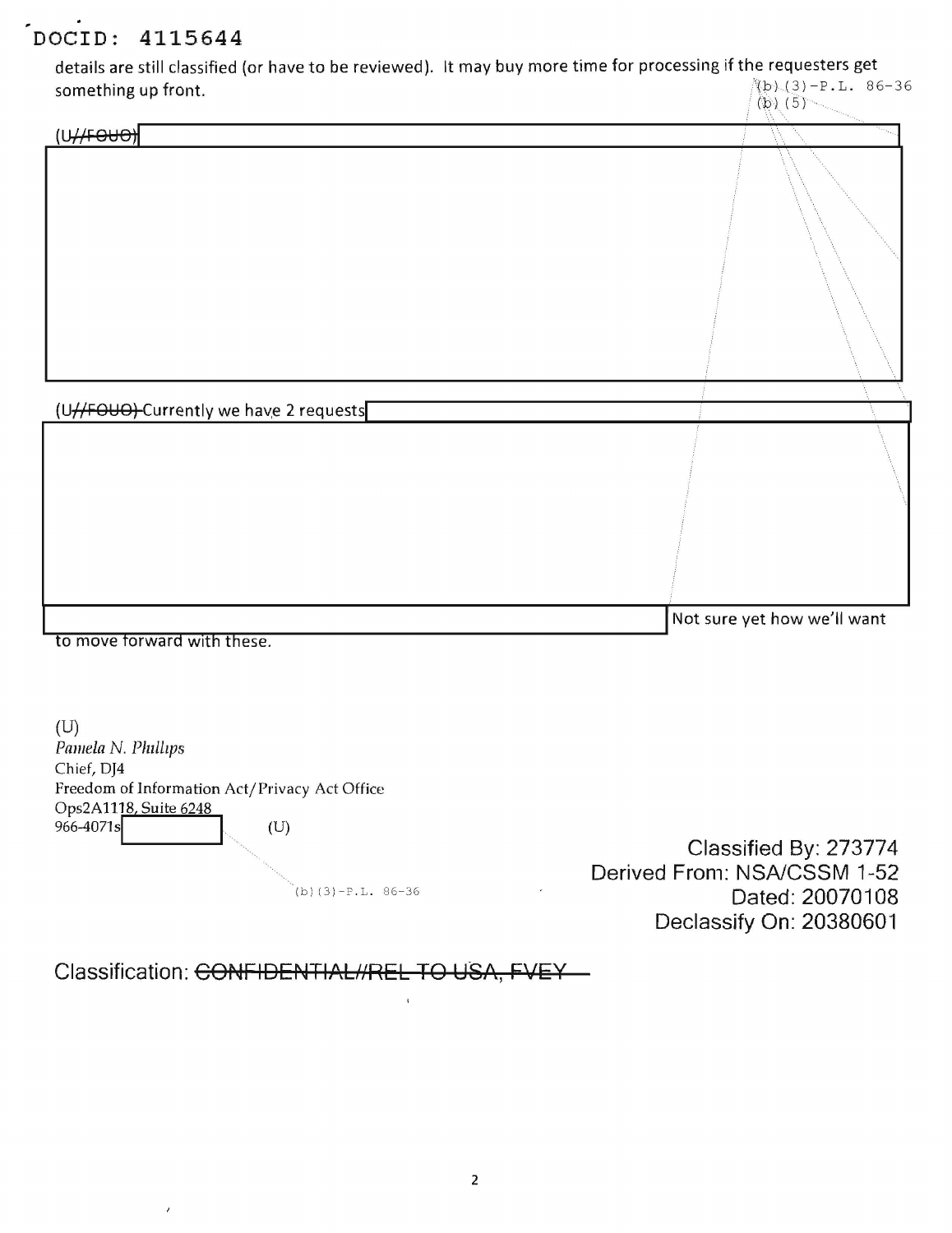DOCID: 4115644

details are still classified (or have to be reviewed). It may buy more time for processing if the requesters get something up front.

(b)(3)-P.L. 86-36
(b)(5)

(U//~~FOUO~~)

(U//~~FOUO~~) Currently we have 2 requests

Not sure yet how we'll want to move forward with these.

(U)
*Pamela N. Phillips*
Chief, DJ4
Freedom of Information Act/Privacy Act Office
Ops2A1118, Suite 6248
966-4071s (U)

(b)(3)-P.L. 86-36

Classified By: 273774
Derived From: NSA/CSSM 1-52
Dated: 20070108
Declassify On: 20380601

Classification: ~~CONFIDENTIAL//REL TO USA, FVEY~~